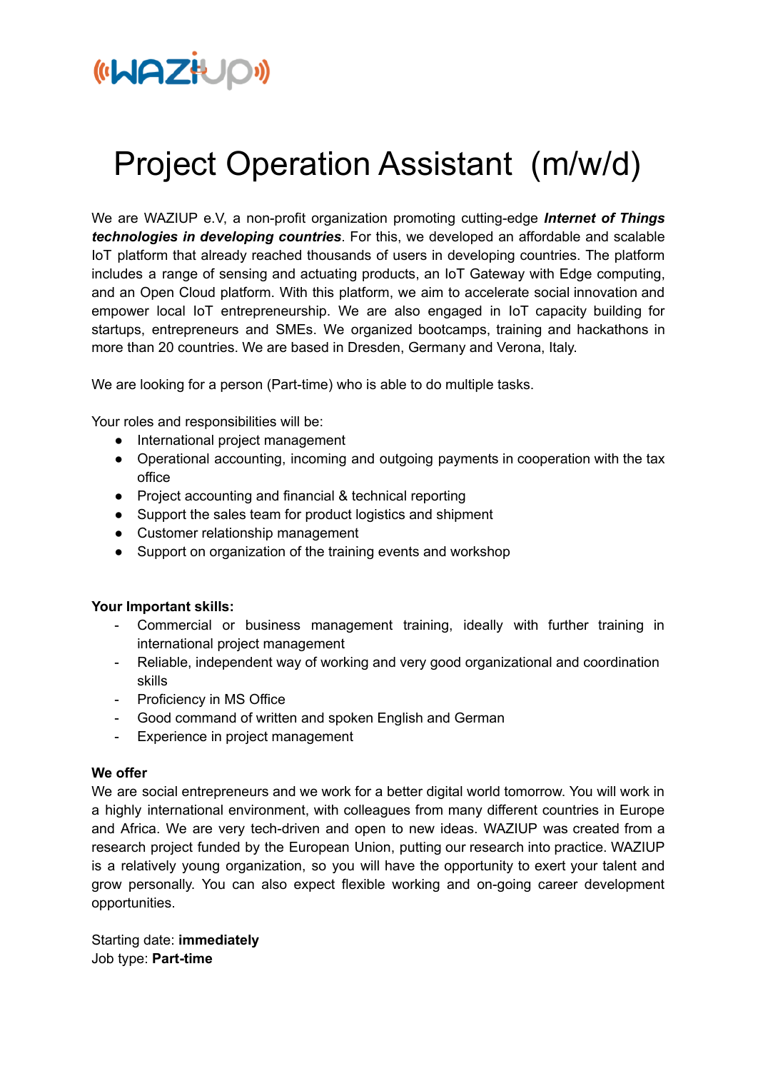# Project Operation Assistant (m/w/d)

We are WAZIUP e.V, a non-profit organization promoting cutting-edge ***Internet of Things technologies in developing countries***. For this, we developed an affordable and scalable IoT platform that already reached thousands of users in developing countries. The platform includes a range of sensing and actuating products, an IoT Gateway with Edge computing, and an Open Cloud platform. With this platform, we aim to accelerate social innovation and empower local IoT entrepreneurship. We are also engaged in IoT capacity building for startups, entrepreneurs and SMEs. We organized bootcamps, training and hackathons in more than 20 countries. We are based in Dresden, Germany and Verona, Italy.

We are looking for a person (Part-time) who is able to do multiple tasks.

Your roles and responsibilities will be:

- International project management
- Operational accounting, incoming and outgoing payments in cooperation with the tax office
- Project accounting and financial & technical reporting
- Support the sales team for product logistics and shipment
- Customer relationship management
- Support on organization of the training events and workshop

**Your Important skills:**

- Commercial or business management training, ideally with further training in international project management
- Reliable, independent way of working and very good organizational and coordination skills
- Proficiency in MS Office
- Good command of written and spoken English and German
- Experience in project management

**We offer**

We are social entrepreneurs and we work for a better digital world tomorrow. You will work in a highly international environment, with colleagues from many different countries in Europe and Africa. We are very tech-driven and open to new ideas. WAZIUP was created from a research project funded by the European Union, putting our research into practice. WAZIUP is a relatively young organization, so you will have the opportunity to exert your talent and grow personally. You can also expect flexible working and on-going career development opportunities.

Starting date: **immediately**
Job type: **Part-time**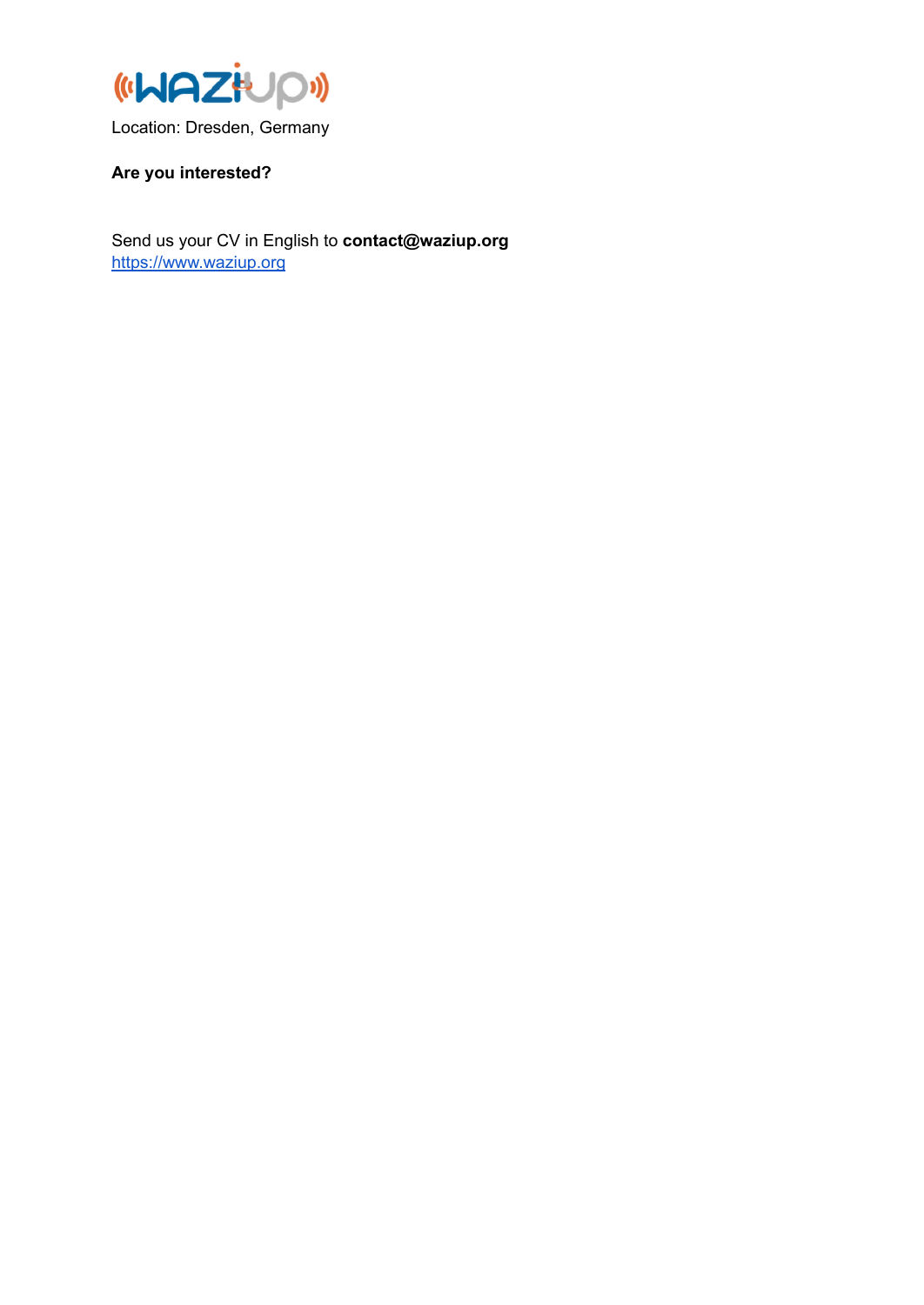Location: Dresden, Germany

**Are you interested?**

Send us your CV in English to **contact@waziup.org**
https://www.waziup.org